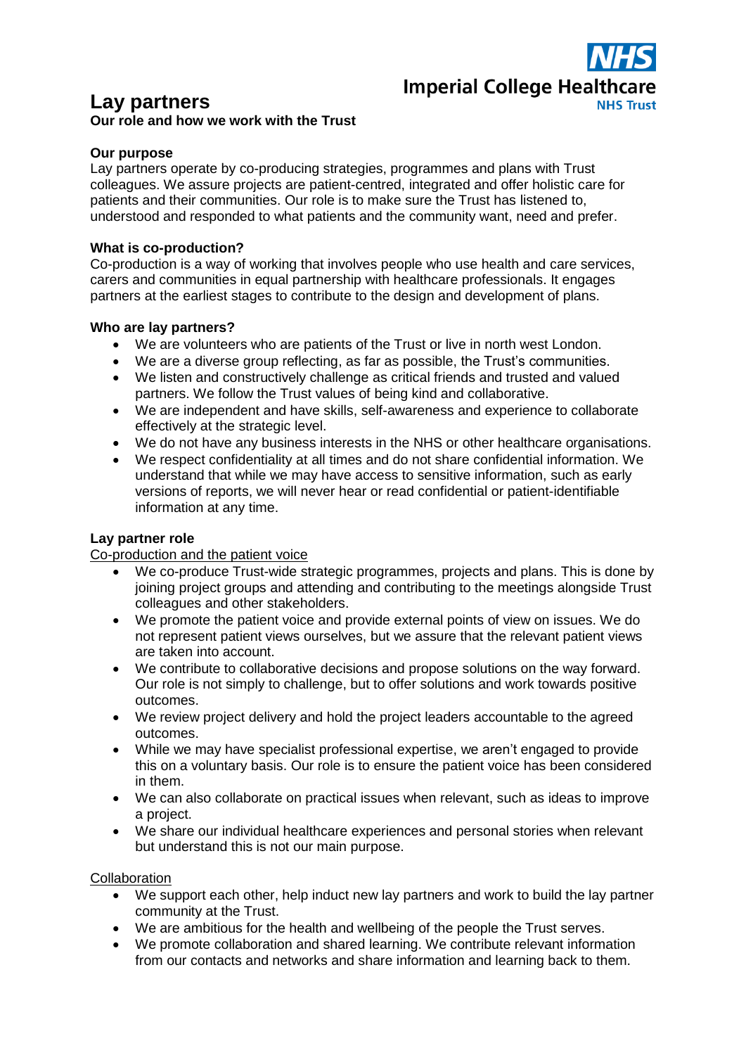NHS
Imperial College Healthcare
NHS Trust

# Lay partners

**Our role and how we work with the Trust**

### Our purpose

Lay partners operate by co-producing strategies, programmes and plans with Trust colleagues. We assure projects are patient-centred, integrated and offer holistic care for patients and their communities. Our role is to make sure the Trust has listened to, understood and responded to what patients and the community want, need and prefer.

### What is co-production?

Co-production is a way of working that involves people who use health and care services, carers and communities in equal partnership with healthcare professionals. It engages partners at the earliest stages to contribute to the design and development of plans.

### Who are lay partners?

- We are volunteers who are patients of the Trust or live in north west London.
- We are a diverse group reflecting, as far as possible, the Trust's communities.
- We listen and constructively challenge as critical friends and trusted and valued partners. We follow the Trust values of being kind and collaborative.
- We are independent and have skills, self-awareness and experience to collaborate effectively at the strategic level.
- We do not have any business interests in the NHS or other healthcare organisations.
- We respect confidentiality at all times and do not share confidential information. We understand that while we may have access to sensitive information, such as early versions of reports, we will never hear or read confidential or patient-identifiable information at any time.

### Lay partner role

<u>Co-production and the patient voice</u>

- We co-produce Trust-wide strategic programmes, projects and plans. This is done by joining project groups and attending and contributing to the meetings alongside Trust colleagues and other stakeholders.
- We promote the patient voice and provide external points of view on issues. We do not represent patient views ourselves, but we assure that the relevant patient views are taken into account.
- We contribute to collaborative decisions and propose solutions on the way forward. Our role is not simply to challenge, but to offer solutions and work towards positive outcomes.
- We review project delivery and hold the project leaders accountable to the agreed outcomes.
- While we may have specialist professional expertise, we aren't engaged to provide this on a voluntary basis. Our role is to ensure the patient voice has been considered in them.
- We can also collaborate on practical issues when relevant, such as ideas to improve a project.
- We share our individual healthcare experiences and personal stories when relevant but understand this is not our main purpose.

<u>Collaboration</u>

- We support each other, help induct new lay partners and work to build the lay partner community at the Trust.
- We are ambitious for the health and wellbeing of the people the Trust serves.
- We promote collaboration and shared learning. We contribute relevant information from our contacts and networks and share information and learning back to them.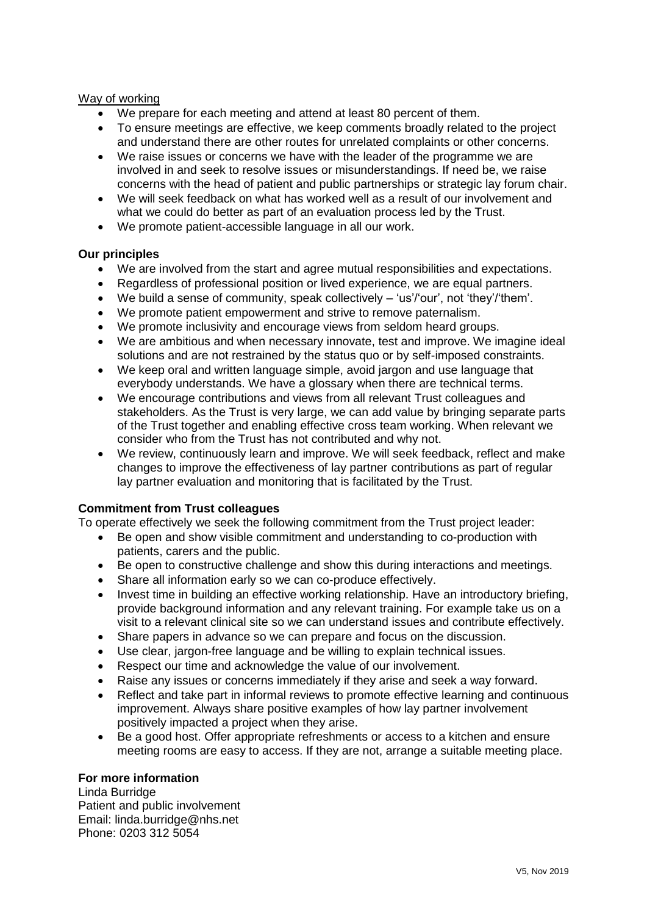Way of working

- We prepare for each meeting and attend at least 80 percent of them.
- To ensure meetings are effective, we keep comments broadly related to the project and understand there are other routes for unrelated complaints or other concerns.
- We raise issues or concerns we have with the leader of the programme we are involved in and seek to resolve issues or misunderstandings. If need be, we raise concerns with the head of patient and public partnerships or strategic lay forum chair.
- We will seek feedback on what has worked well as a result of our involvement and what we could do better as part of an evaluation process led by the Trust.
- We promote patient-accessible language in all our work.

**Our principles**

- We are involved from the start and agree mutual responsibilities and expectations.
- Regardless of professional position or lived experience, we are equal partners.
- We build a sense of community, speak collectively – 'us'/'our', not 'they'/'them'.
- We promote patient empowerment and strive to remove paternalism.
- We promote inclusivity and encourage views from seldom heard groups.
- We are ambitious and when necessary innovate, test and improve. We imagine ideal solutions and are not restrained by the status quo or by self-imposed constraints.
- We keep oral and written language simple, avoid jargon and use language that everybody understands. We have a glossary when there are technical terms.
- We encourage contributions and views from all relevant Trust colleagues and stakeholders. As the Trust is very large, we can add value by bringing separate parts of the Trust together and enabling effective cross team working. When relevant we consider who from the Trust has not contributed and why not.
- We review, continuously learn and improve. We will seek feedback, reflect and make changes to improve the effectiveness of lay partner contributions as part of regular lay partner evaluation and monitoring that is facilitated by the Trust.

**Commitment from Trust colleagues**

To operate effectively we seek the following commitment from the Trust project leader:

- Be open and show visible commitment and understanding to co-production with patients, carers and the public.
- Be open to constructive challenge and show this during interactions and meetings.
- Share all information early so we can co-produce effectively.
- Invest time in building an effective working relationship. Have an introductory briefing, provide background information and any relevant training. For example take us on a visit to a relevant clinical site so we can understand issues and contribute effectively.
- Share papers in advance so we can prepare and focus on the discussion.
- Use clear, jargon-free language and be willing to explain technical issues.
- Respect our time and acknowledge the value of our involvement.
- Raise any issues or concerns immediately if they arise and seek a way forward.
- Reflect and take part in informal reviews to promote effective learning and continuous improvement. Always share positive examples of how lay partner involvement positively impacted a project when they arise.
- Be a good host. Offer appropriate refreshments or access to a kitchen and ensure meeting rooms are easy to access. If they are not, arrange a suitable meeting place.

**For more information**

Linda Burridge
Patient and public involvement
Email: linda.burridge@nhs.net
Phone: 0203 312 5054

V5, Nov 2019